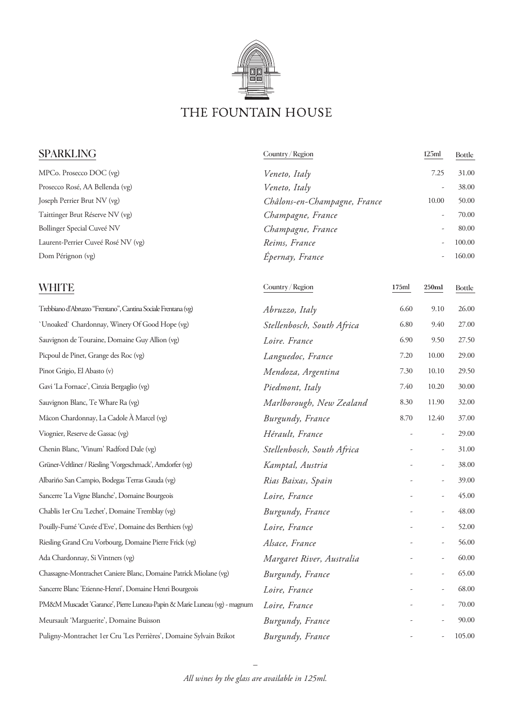# THE FOUNTAIN HOUSE

## SPARKLING

| SPARKLING | Country / Region | 125ml | Bottle |
| --- | --- | --- | --- |
| MPCo. Prosecco DOC (vg) | *Veneto, Italy* | 7.25 | 31.00 |
| Prosecco Rosé, AA Bellenda (vg) | *Veneto, Italy* | - | 38.00 |
| Joseph Perrier Brut NV (vg) | *Châlons-en-Champagne, France* | 10.00 | 50.00 |
| Taittinger Brut Réserve NV (vg) | *Champagne, France* | - | 70.00 |
| Bollinger Special Cuveé NV | *Champagne, France* | - | 80.00 |
| Laurent-Perrier Cuveé Rosé NV (vg) | *Reims, France* | - | 100.00 |
| Dom Pérignon (vg) | *Épernay, France* | - | 160.00 |

## WHITE

| WHITE | Country / Region | 175ml | 250ml | Bottle |
| --- | --- | --- | --- | --- |
| Trebbiano d'Abruzzo "Frentano", Cantina Sociale Frentana (vg) | *Abruzzo, Italy* | 6.60 | 9.10 | 26.00 |
| `Unoaked` Chardonnay, Winery Of Good Hope (vg) | *Stellenbosch, South Africa* | 6.80 | 9.40 | 27.00 |
| Sauvignon de Touraine, Domaine Guy Allion (vg) | *Loire. France* | 6.90 | 9.50 | 27.50 |
| Picpoul de Pinet, Grange des Roc (vg) | *Languedoc, France* | 7.20 | 10.00 | 29.00 |
| Pinot Grigio, El Abasto (v) | *Mendoza, Argentina* | 7.30 | 10.10 | 29.50 |
| Gavi 'La Fornace', Cinzia Bergaglio (vg) | *Piedmont, Italy* | 7.40 | 10.20 | 30.00 |
| Sauvignon Blanc, Te Whare Ra (vg) | *Marlborough, New Zealand* | 8.30 | 11.90 | 32.00 |
| Mâcon Chardonnay, La Cadole À Marcel (vg) | *Burgundy, France* | 8.70 | 12.40 | 37.00 |
| Viognier, Reserve de Gassac (vg) | *Hérault, France* | - | - | 29.00 |
| Chenin Blanc, 'Vinum' Radford Dale (vg) | *Stellenbosch, South Africa* | - | - | 31.00 |
| Grüner-Veltliner / Riesling 'Vorgeschmack', Arndorfer (vg) | *Kamptal, Austria* | - | - | 38.00 |
| Albariño San Campio, Bodegas Terras Gauda (vg) | *Rias Baixas, Spain* | - | - | 39.00 |
| Sancerre 'La Vigne Blanche', Domaine Bourgeois | *Loire, France* | - | - | 45.00 |
| Chablis 1er Cru 'Lechet', Domaine Tremblay (vg) | *Burgundy, France* | - | - | 48.00 |
| Pouilly-Fumé 'Cuvée d'Eve', Domaine des Berthiers (vg) | *Loire, France* | - | - | 52.00 |
| Riesling Grand Cru Vorbourg, Domaine Pierre Frick (vg) | *Alsace, France* | - | - | 56.00 |
| Ada Chardonnay, Si Vintners (vg) | *Margaret River, Australia* | - | - | 60.00 |
| Chassagne-Montrachet Caniere Blanc, Domaine Patrick Miolane (vg) | *Burgundy, France* | - | - | 65.00 |
| Sancerre Blanc 'Etienne-Henri', Domaine Henri Bourgeois | *Loire, France* | - | - | 68.00 |
| PM&M Muscadet 'Garance', Pierre Luneau-Papin & Marie Luneau (vg) - magnum | *Loire, France* | - | - | 70.00 |
| Meursault 'Marguerite', Domaine Buisson | *Burgundy, France* | - | - | 90.00 |
| Puligny-Montrachet 1er Cru 'Les Perrières', Domaine Sylvain Bzikot | *Burgundy, France* | - | - | 105.00 |

–

*All wines by the glass are available in 125ml.*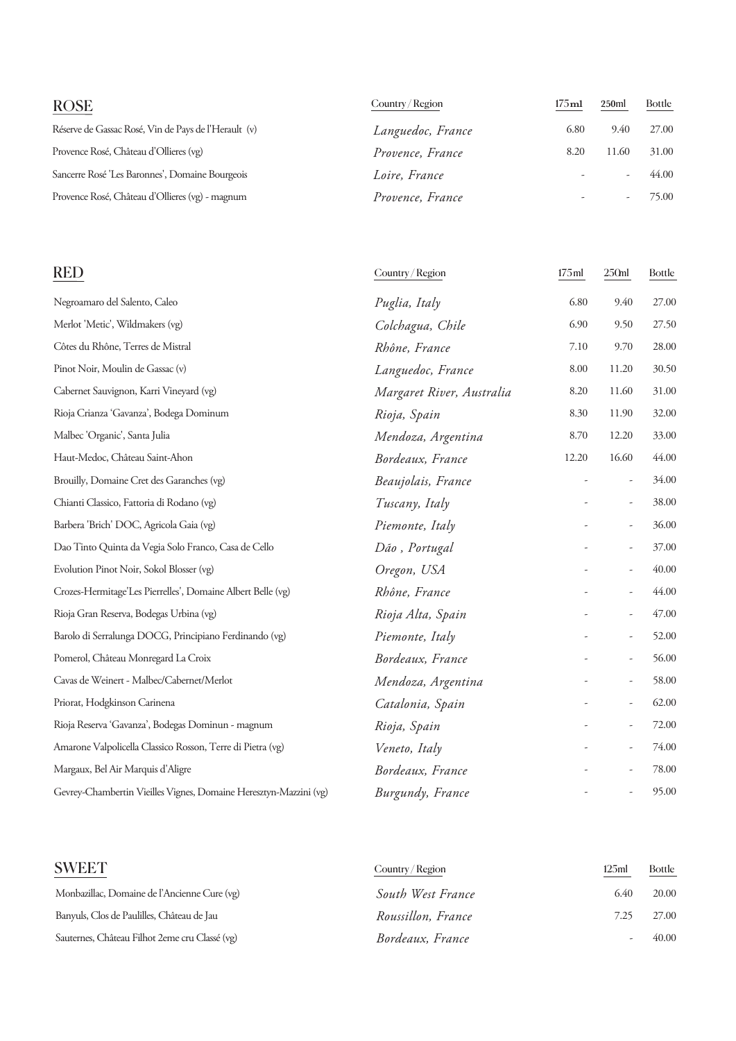## ROSE

| ROSE | Country / Region | 175ml | 250ml | Bottle |
|---|---|---|---|---|
| Réserve de Gassac Rosé, Vin de Pays de l'Herault (v) | *Languedoc, France* | 6.80 | 9.40 | 27.00 |
| Provence Rosé, Château d'Ollieres (vg) | *Provence, France* | 8.20 | 11.60 | 31.00 |
| Sancerre Rosé 'Les Baronnes', Domaine Bourgeois | *Loire, France* | - | - | 44.00 |
| Provence Rosé, Château d'Ollieres (vg) - magnum | *Provence, France* | - | - | 75.00 |

## RED

| RED | Country / Region | 175ml | 250ml | Bottle |
|---|---|---|---|---|
| Negroamaro del Salento, Caleo | *Puglia, Italy* | 6.80 | 9.40 | 27.00 |
| Merlot 'Metic', Wildmakers (vg) | *Colchagua, Chile* | 6.90 | 9.50 | 27.50 |
| Côtes du Rhône, Terres de Mistral | *Rhône, France* | 7.10 | 9.70 | 28.00 |
| Pinot Noir, Moulin de Gassac (v) | *Languedoc, France* | 8.00 | 11.20 | 30.50 |
| Cabernet Sauvignon, Karri Vineyard (vg) | *Margaret River, Australia* | 8.20 | 11.60 | 31.00 |
| Rioja Crianza 'Gavanza', Bodega Dominum | *Rioja, Spain* | 8.30 | 11.90 | 32.00 |
| Malbec 'Organic', Santa Julia | *Mendoza, Argentina* | 8.70 | 12.20 | 33.00 |
| Haut-Medoc, Château Saint-Ahon | *Bordeaux, France* | 12.20 | 16.60 | 44.00 |
| Brouilly, Domaine Cret des Garanches (vg) | *Beaujolais, France* | - | - | 34.00 |
| Chianti Classico, Fattoria di Rodano (vg) | *Tuscany, Italy* | - | - | 38.00 |
| Barbera 'Brich' DOC, Agricola Gaia (vg) | *Piemonte, Italy* | - | - | 36.00 |
| Dao Tinto Quinta da Vegia Solo Franco, Casa de Cello | *Dão , Portugal* | - | - | 37.00 |
| Evolution Pinot Noir, Sokol Blosser (vg) | *Oregon, USA* | - | - | 40.00 |
| Crozes-Hermitage'Les Pierrelles', Domaine Albert Belle (vg) | *Rhône, France* | - | - | 44.00 |
| Rioja Gran Reserva, Bodegas Urbina (vg) | *Rioja Alta, Spain* | - | - | 47.00 |
| Barolo di Serralunga DOCG, Principiano Ferdinando (vg) | *Piemonte, Italy* | - | - | 52.00 |
| Pomerol, Château Monregard La Croix | *Bordeaux, France* | - | - | 56.00 |
| Cavas de Weinert - Malbec/Cabernet/Merlot | *Mendoza, Argentina* | - | - | 58.00 |
| Priorat, Hodgkinson Carinena | *Catalonia, Spain* | - | - | 62.00 |
| Rioja Reserva 'Gavanza', Bodegas Dominun - magnum | *Rioja, Spain* | - | - | 72.00 |
| Amarone Valpolicella Classico Rosson, Terre di Pietra (vg) | *Veneto, Italy* | - | - | 74.00 |
| Margaux, Bel Air Marquis d'Aligre | *Bordeaux, France* | - | - | 78.00 |
| Gevrey-Chambertin Vieilles Vignes, Domaine Heresztyn-Mazzini (vg) | *Burgundy, France* | - | - | 95.00 |

## SWEET

| SWEET | Country / Region | 125ml | Bottle |
|---|---|---|---|
| Monbazillac, Domaine de l'Ancienne Cure (vg) | *South West France* | 6.40 | 20.00 |
| Banyuls, Clos de Paulilles, Château de Jau | *Roussillon, France* | 7.25 | 27.00 |
| Sauternes, Château Filhot 2eme cru Classé (vg) | *Bordeaux, France* | - | 40.00 |